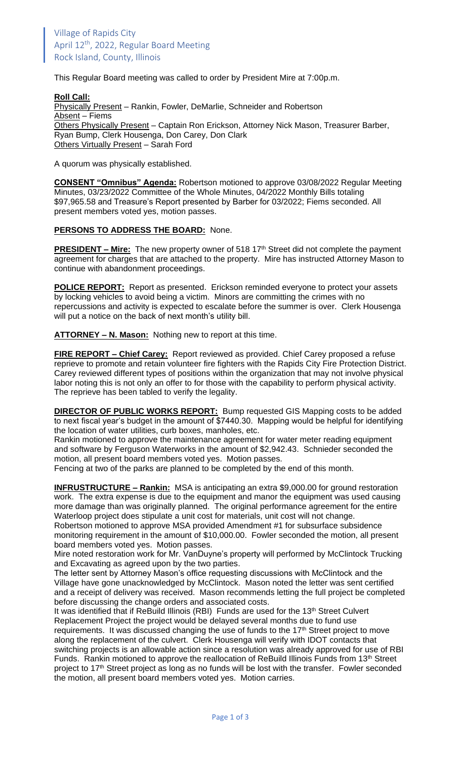Village of Rapids City
April 12th, 2022, Regular Board Meeting
Rock Island, County, Illinois

This Regular Board meeting was called to order by President Mire at 7:00p.m.

**Roll Call:**
Physically Present – Rankin, Fowler, DeMarlie, Schneider and Robertson
Absent – Fiems
Others Physically Present – Captain Ron Erickson, Attorney Nick Mason, Treasurer Barber, Ryan Bump, Clerk Housenga, Don Carey, Don Clark
Others Virtually Present – Sarah Ford

A quorum was physically established.

**CONSENT "Omnibus" Agenda:** Robertson motioned to approve 03/08/2022 Regular Meeting Minutes, 03/23/2022 Committee of the Whole Minutes, 04/2022 Monthly Bills totaling $97,965.58 and Treasure's Report presented by Barber for 03/2022; Fiems seconded. All present members voted yes, motion passes.

**PERSONS TO ADDRESS THE BOARD:** None.

**PRESIDENT – Mire:** The new property owner of 518 17th Street did not complete the payment agreement for charges that are attached to the property. Mire has instructed Attorney Mason to continue with abandonment proceedings.

**POLICE REPORT:** Report as presented. Erickson reminded everyone to protect your assets by locking vehicles to avoid being a victim. Minors are committing the crimes with no repercussions and activity is expected to escalate before the summer is over. Clerk Housenga will put a notice on the back of next month's utility bill.

**ATTORNEY – N. Mason:** Nothing new to report at this time.

**FIRE REPORT – Chief Carey:** Report reviewed as provided. Chief Carey proposed a refuse reprieve to promote and retain volunteer fire fighters with the Rapids City Fire Protection District. Carey reviewed different types of positions within the organization that may not involve physical labor noting this is not only an offer to for those with the capability to perform physical activity. The reprieve has been tabled to verify the legality.

**DIRECTOR OF PUBLIC WORKS REPORT:** Bump requested GIS Mapping costs to be added to next fiscal year's budget in the amount of $7440.30. Mapping would be helpful for identifying the location of water utilities, curb boxes, manholes, etc.
Rankin motioned to approve the maintenance agreement for water meter reading equipment and software by Ferguson Waterworks in the amount of $2,942.43. Schnieder seconded the motion, all present board members voted yes. Motion passes.
Fencing at two of the parks are planned to be completed by the end of this month.

**INFRUSTRUCTURE – Rankin:** MSA is anticipating an extra $9,000.00 for ground restoration work. The extra expense is due to the equipment and manor the equipment was used causing more damage than was originally planned. The original performance agreement for the entire Waterloop project does stipulate a unit cost for materials, unit cost will not change.
Robertson motioned to approve MSA provided Amendment #1 for subsurface subsidence monitoring requirement in the amount of $10,000.00. Fowler seconded the motion, all present board members voted yes. Motion passes.
Mire noted restoration work for Mr. VanDuyne's property will performed by McClintock Trucking and Excavating as agreed upon by the two parties.
The letter sent by Attorney Mason's office requesting discussions with McClintock and the Village have gone unacknowledged by McClintock. Mason noted the letter was sent certified and a receipt of delivery was received. Mason recommends letting the full project be completed before discussing the change orders and associated costs.
It was identified that if ReBuild Illinois (RBI) Funds are used for the 13th Street Culvert Replacement Project the project would be delayed several months due to fund use requirements. It was discussed changing the use of funds to the 17th Street project to move along the replacement of the culvert. Clerk Housenga will verify with IDOT contacts that switching projects is an allowable action since a resolution was already approved for use of RBI Funds. Rankin motioned to approve the reallocation of ReBuild Illinois Funds from 13th Street project to 17th Street project as long as no funds will be lost with the transfer. Fowler seconded the motion, all present board members voted yes. Motion carries.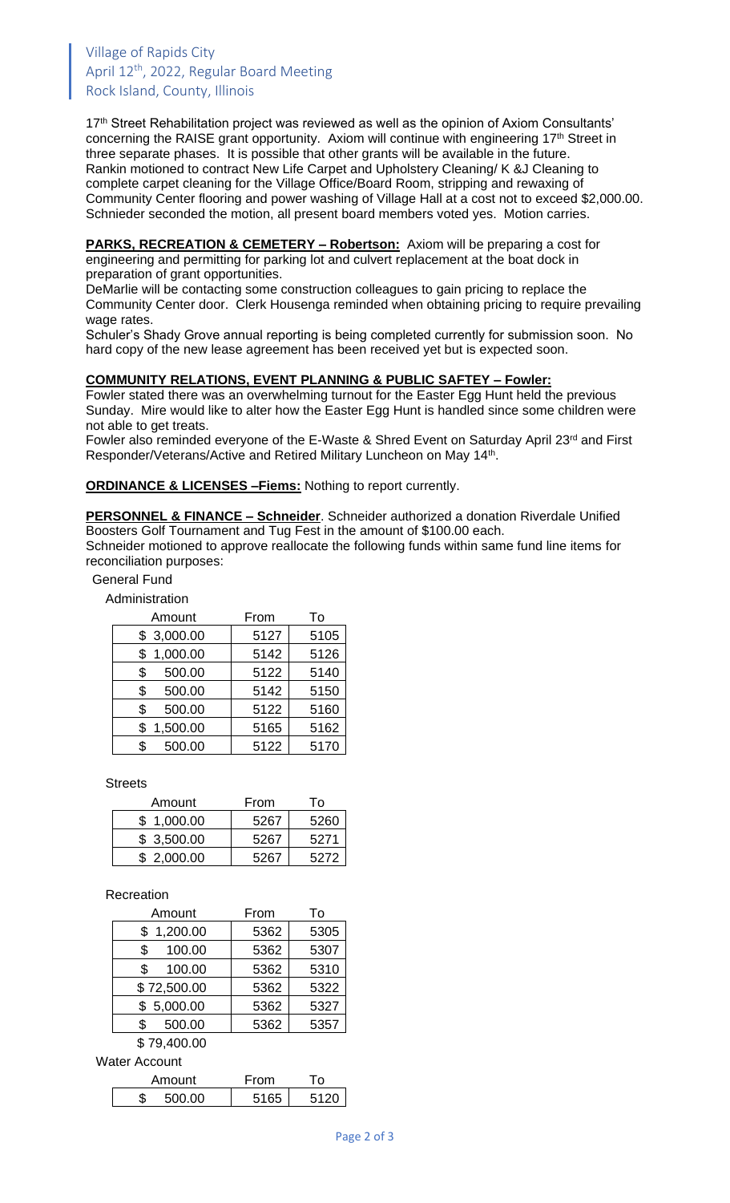17th Street Rehabilitation project was reviewed as well as the opinion of Axiom Consultants' concerning the RAISE grant opportunity. Axiom will continue with engineering 17th Street in three separate phases. It is possible that other grants will be available in the future.
Rankin motioned to contract New Life Carpet and Upholstery Cleaning/ K &J Cleaning to complete carpet cleaning for the Village Office/Board Room, stripping and rewaxing of Community Center flooring and power washing of Village Hall at a cost not to exceed $2,000.00. Schnieder seconded the motion, all present board members voted yes. Motion carries.

**PARKS, RECREATION & CEMETERY – Robertson:** Axiom will be preparing a cost for engineering and permitting for parking lot and culvert replacement at the boat dock in preparation of grant opportunities.
DeMarlie will be contacting some construction colleagues to gain pricing to replace the Community Center door. Clerk Housenga reminded when obtaining pricing to require prevailing wage rates.
Schuler's Shady Grove annual reporting is being completed currently for submission soon. No hard copy of the new lease agreement has been received yet but is expected soon.

**COMMUNITY RELATIONS, EVENT PLANNING & PUBLIC SAFTEY – Fowler:**
Fowler stated there was an overwhelming turnout for the Easter Egg Hunt held the previous Sunday. Mire would like to alter how the Easter Egg Hunt is handled since some children were not able to get treats.
Fowler also reminded everyone of the E-Waste & Shred Event on Saturday April 23rd and First Responder/Veterans/Active and Retired Military Luncheon on May 14th.

**ORDINANCE & LICENSES –Fiems:** Nothing to report currently.

**PERSONNEL & FINANCE – Schneider**. Schneider authorized a donation Riverdale Unified Boosters Golf Tournament and Tug Fest in the amount of $100.00 each.
Schneider motioned to approve reallocate the following funds within same fund line items for reconciliation purposes:

General Fund

Administration

| Amount | From | To |
|---|---|---|
| $ 3,000.00 | 5127 | 5105 |
| $ 1,000.00 | 5142 | 5126 |
| $ 500.00 | 5122 | 5140 |
| $ 500.00 | 5142 | 5150 |
| $ 500.00 | 5122 | 5160 |
| $ 1,500.00 | 5165 | 5162 |
| $ 500.00 | 5122 | 5170 |

Streets

| Amount | From | To |
|---|---|---|
| $ 1,000.00 | 5267 | 5260 |
| $ 3,500.00 | 5267 | 5271 |
| $ 2,000.00 | 5267 | 5272 |

Recreation

| Amount | From | To |
|---|---|---|
| $ 1,200.00 | 5362 | 5305 |
| $ 100.00 | 5362 | 5307 |
| $ 100.00 | 5362 | 5310 |
| $ 72,500.00 | 5362 | 5322 |
| $ 5,000.00 | 5362 | 5327 |
| $ 500.00 | 5362 | 5357 |
| $ 79,400.00 | | |

Water Account

| Amount | From | To |
|---|---|---|
| $ 500.00 | 5165 | 5120 |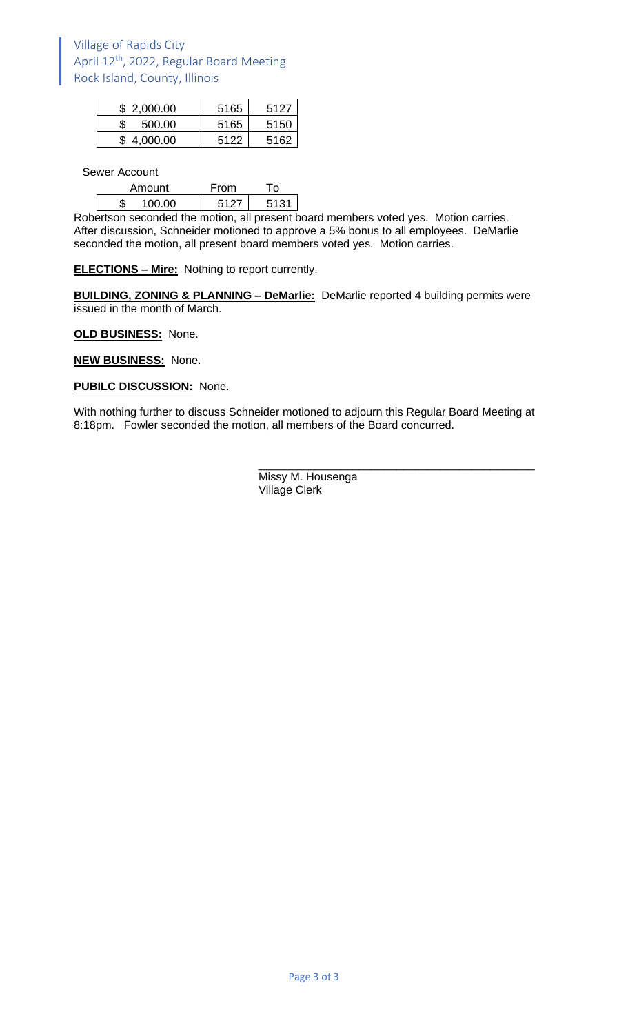| | | |
|---|---|---|
| $ 2,000.00 | 5165 | 5127 |
| $ 500.00 | 5165 | 5150 |
| $ 4,000.00 | 5122 | 5162 |

Sewer Account

| Amount | From | To |
|---|---|---|
| $ 100.00 | 5127 | 5131 |

Robertson seconded the motion, all present board members voted yes. Motion carries. After discussion, Schneider motioned to approve a 5% bonus to all employees. DeMarlie seconded the motion, all present board members voted yes. Motion carries.

**ELECTIONS – Mire:** Nothing to report currently.

**BUILDING, ZONING & PLANNING – DeMarlie:** DeMarlie reported 4 building permits were issued in the month of March.

**OLD BUSINESS:** None.

**NEW BUSINESS:** None.

**PUBILC DISCUSSION:** None.

With nothing further to discuss Schneider motioned to adjourn this Regular Board Meeting at 8:18pm. Fowler seconded the motion, all members of the Board concurred.

\_\_\_\_\_\_\_\_\_\_\_\_\_\_\_\_\_\_\_\_\_\_\_\_\_\_\_\_\_\_\_\_\_\_\_\_\_\_\_\_\_\_\_\_

Missy M. Housenga
Village Clerk